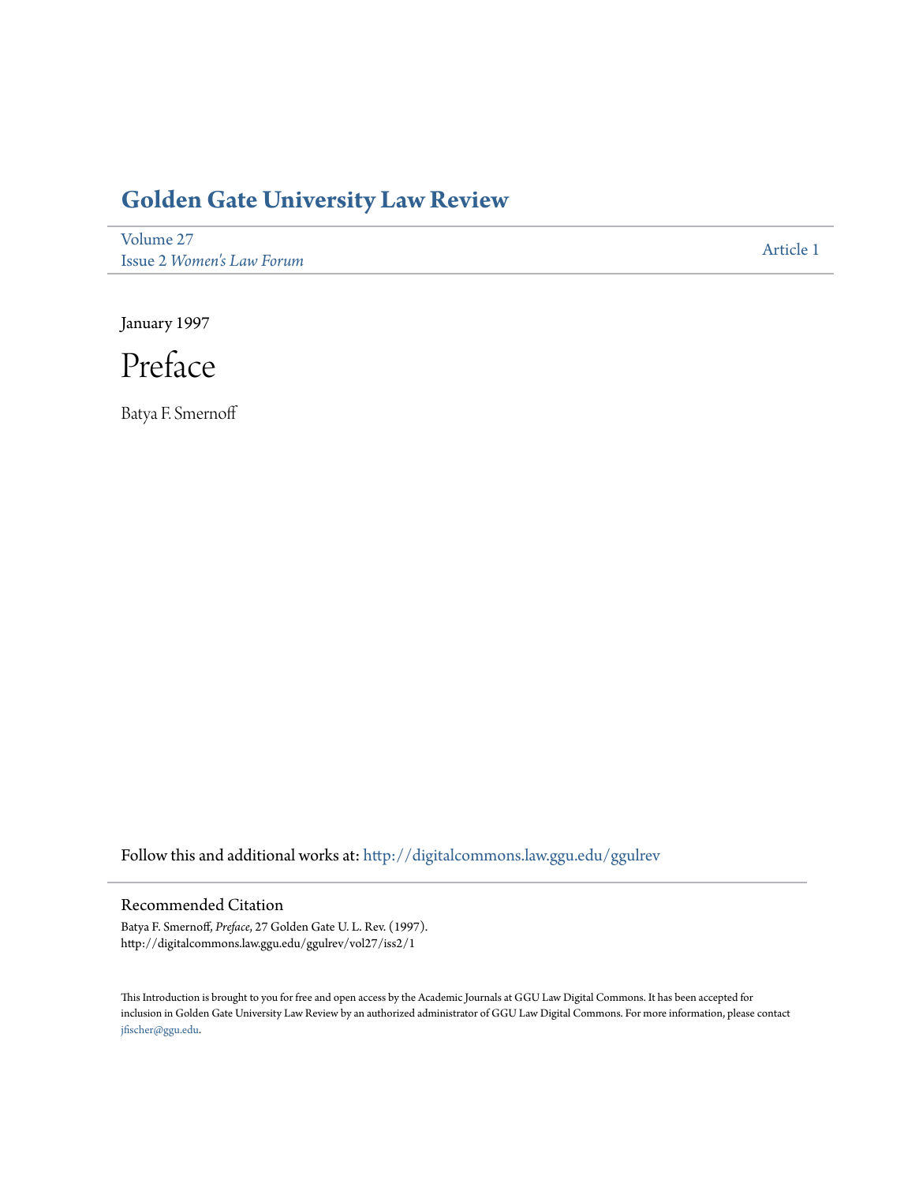# Golden Gate University Law Review

Volume 27
Issue 2 *Women's Law Forum*

Article 1

January 1997

# Preface

Batya F. Smernoff

Follow this and additional works at: http://digitalcommons.law.ggu.edu/ggulrev

## Recommended Citation

Batya F. Smernoff, *Preface*, 27 Golden Gate U. L. Rev. (1997).
http://digitalcommons.law.ggu.edu/ggulrev/vol27/iss2/1

This Introduction is brought to you for free and open access by the Academic Journals at GGU Law Digital Commons. It has been accepted for inclusion in Golden Gate University Law Review by an authorized administrator of GGU Law Digital Commons. For more information, please contact jfischer@ggu.edu.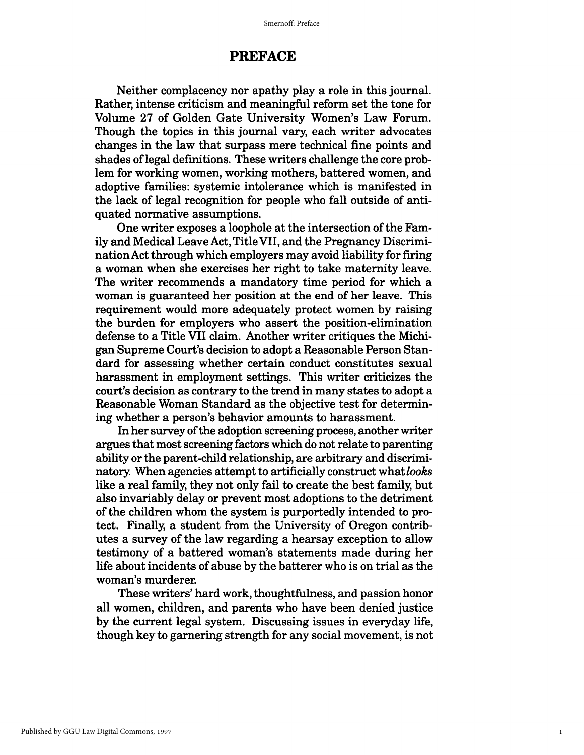# PREFACE

Neither complacency nor apathy play a role in this journal. Rather, intense criticism and meaningful reform set the tone for Volume 27 of Golden Gate University Women's Law Forum. Though the topics in this journal vary, each writer advocates changes in the law that surpass mere technical fine points and shades of legal definitions. These writers challenge the core problem for working women, working mothers, battered women, and adoptive families: systemic intolerance which is manifested in the lack of legal recognition for people who fall outside of antiquated normative assumptions.

One writer exposes a loophole at the intersection of the Family and Medical Leave Act, Title VII, and the Pregnancy Discrimination Act through which employers may avoid liability for firing a woman when she exercises her right to take maternity leave. The writer recommends a mandatory time period for which a woman is guaranteed her position at the end of her leave. This requirement would more adequately protect women by raising the burden for employers who assert the position-elimination defense to a Title VII claim. Another writer critiques the Michigan Supreme Court's decision to adopt a Reasonable Person Standard for assessing whether certain conduct constitutes sexual harassment in employment settings. This writer criticizes the court's decision as contrary to the trend in many states to adopt a Reasonable Woman Standard as the objective test for determining whether a person's behavior amounts to harassment.

In her survey of the adoption screening process, another writer argues that most screening factors which do not relate to parenting ability or the parent-child relationship, are arbitrary and discriminatory. When agencies attempt to artificially construct what *looks* like a real family, they not only fail to create the best family, but also invariably delay or prevent most adoptions to the detriment of the children whom the system is purportedly intended to protect. Finally, a student from the University of Oregon contributes a survey of the law regarding a hearsay exception to allow testimony of a battered woman's statements made during her life about incidents of abuse by the batterer who is on trial as the woman's murderer.

These writers' hard work, thoughtfulness, and passion honor all women, children, and parents who have been denied justice by the current legal system. Discussing issues in everyday life, though key to garnering strength for any social movement, is not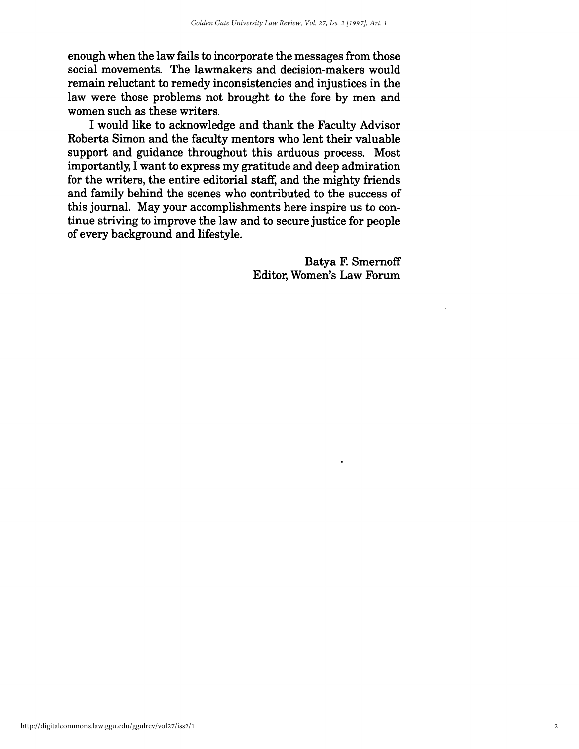enough when the law fails to incorporate the messages from those social movements. The lawmakers and decision-makers would remain reluctant to remedy inconsistencies and injustices in the law were those problems not brought to the fore by men and women such as these writers.

I would like to acknowledge and thank the Faculty Advisor Roberta Simon and the faculty mentors who lent their valuable support and guidance throughout this arduous process. Most importantly, I want to express my gratitude and deep admiration for the writers, the entire editorial staff, and the mighty friends and family behind the scenes who contributed to the success of this journal. May your accomplishments here inspire us to continue striving to improve the law and to secure justice for people of every background and lifestyle.

Batya F. Smernoff
Editor, Women's Law Forum